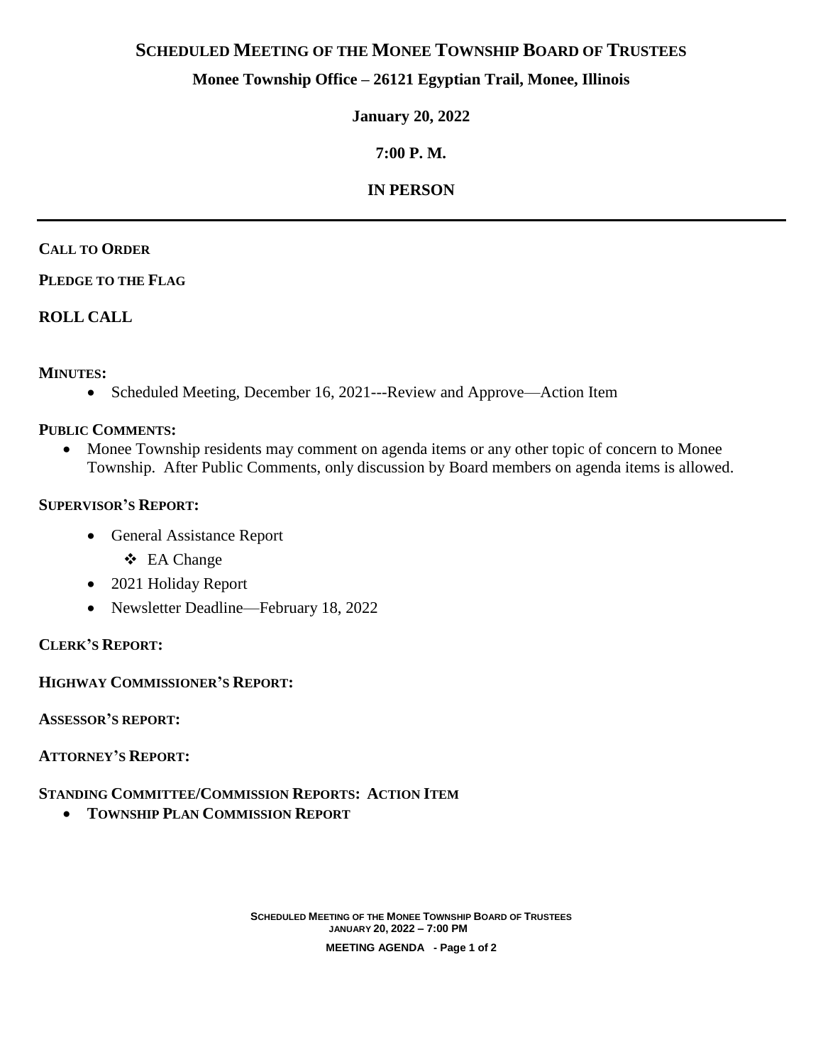# Scheduled Meeting of the Monee Township Board of Trustees

**Monee Township Office – 26121 Egyptian Trail, Monee, Illinois**

**January 20, 2022**

**7:00 P. M.**

**IN PERSON**

---

**CALL TO ORDER**

**PLEDGE TO THE FLAG**

**ROLL CALL**

**MINUTES:**

- Scheduled Meeting, December 16, 2021---Review and Approve—Action Item

**PUBLIC COMMENTS:**

- Monee Township residents may comment on agenda items or any other topic of concern to Monee Township. After Public Comments, only discussion by Board members on agenda items is allowed.

**SUPERVISOR'S REPORT:**

- General Assistance Report
  - EA Change
- 2021 Holiday Report
- Newsletter Deadline—February 18, 2022

**CLERK'S REPORT:**

**HIGHWAY COMMISSIONER'S REPORT:**

**ASSESSOR'S REPORT:**

**ATTORNEY'S REPORT:**

**STANDING COMMITTEE/COMMISSION REPORTS: ACTION ITEM**

- **TOWNSHIP PLAN COMMISSION REPORT**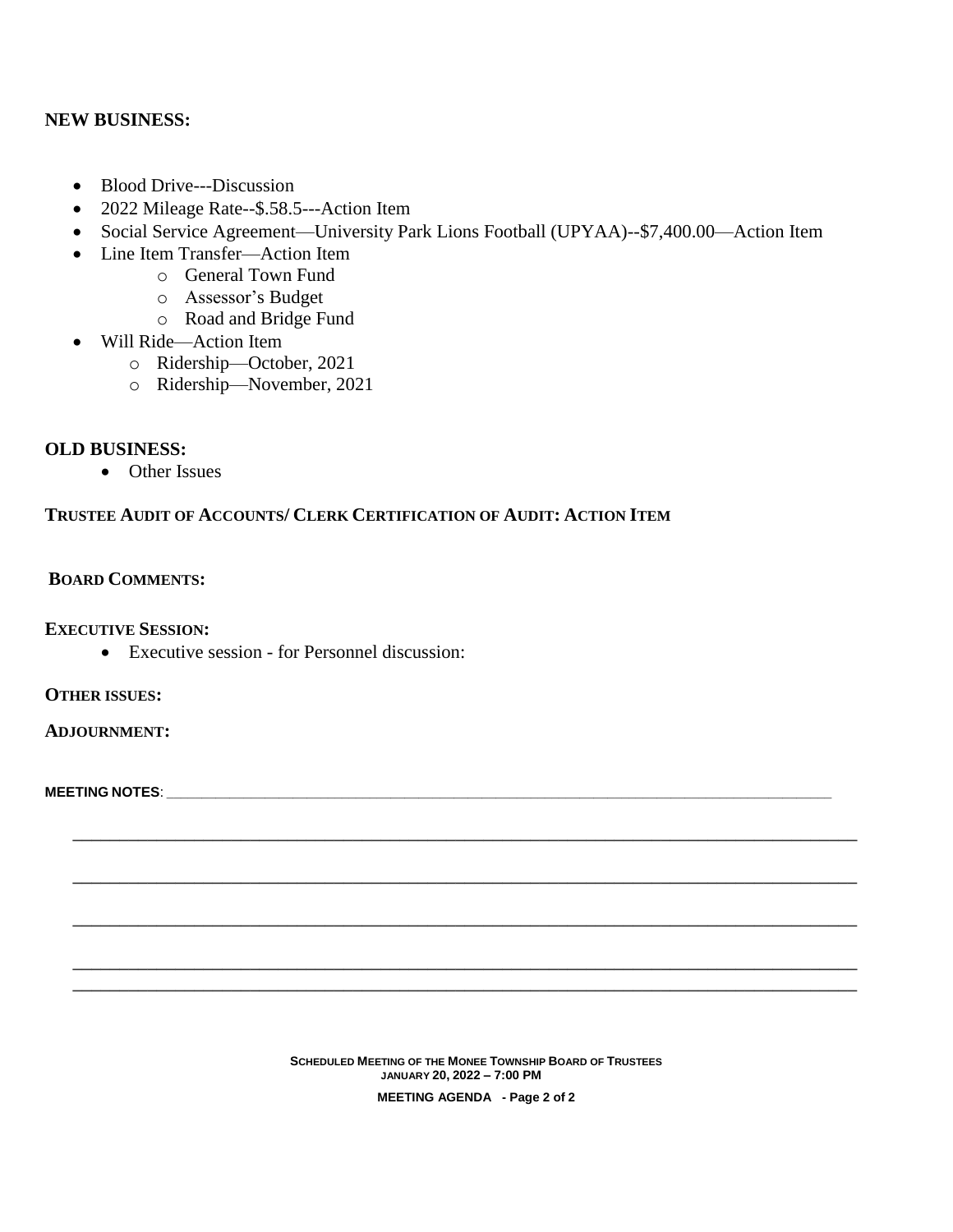## NEW BUSINESS:

- Blood Drive---Discussion
- 2022 Mileage Rate--$.58.5---Action Item
- Social Service Agreement—University Park Lions Football (UPYAA)--$7,400.00—Action Item
- Line Item Transfer—Action Item
  - General Town Fund
  - Assessor's Budget
  - Road and Bridge Fund
- Will Ride—Action Item
  - Ridership—October, 2021
  - Ridership—November, 2021

## OLD BUSINESS:

- Other Issues

## TRUSTEE AUDIT OF ACCOUNTS/ CLERK CERTIFICATION OF AUDIT: ACTION ITEM

## BOARD COMMENTS:

## EXECUTIVE SESSION:

- Executive session - for Personnel discussion:

## OTHER ISSUES:

## ADJOURNMENT:

**MEETING NOTES**: ____________________________________________________________________________

____________________________________________________________________________

____________________________________________________________________________

____________________________________________________________________________

____________________________________________________________________________

____________________________________________________________________________

**SCHEDULED MEETING OF THE MONEE TOWNSHIP BOARD OF TRUSTEES**
**JANUARY 20, 2022 – 7:00 PM**

**MEETING AGENDA**